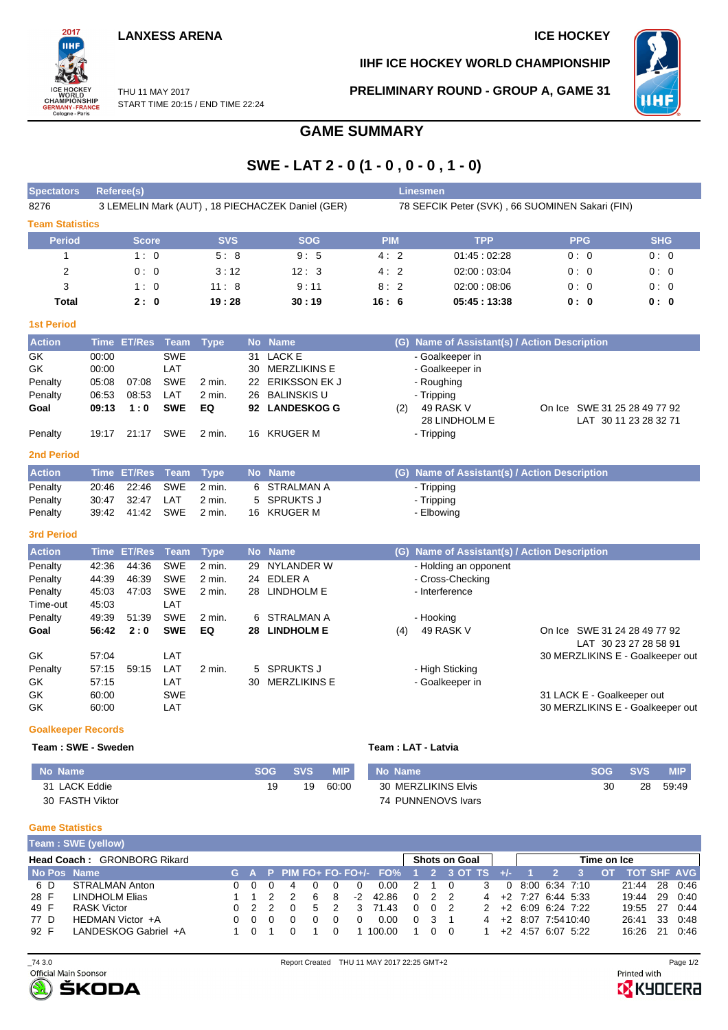LANXESS ARENA

ICE HOCKEY

IIHF ICE HOCKEY WORLD CHAMPIONSHIP

THU 11 MAY 2017
START TIME 20:15 / END TIME 22:24

PRELIMINARY ROUND - GROUP A, GAME 31

# GAME SUMMARY

## SWE - LAT 2 - 0 (1 - 0 , 0 - 0 , 1 - 0)

| Spectators | Referee(s) | Linesmen |
|---|---|---|
| 8276 | 3 LEMELIN Mark (AUT) , 18 PIECHACZEK Daniel (GER) | 78 SEFCIK Peter (SVK) , 66 SUOMINEN Sakari (FIN) |

### Team Statistics

| Period | Score | SVS | SOG | PIM | TPP | PPG | SHG |
|---|---|---|---|---|---|---|---|
| 1 | 1 : 0 | 5 : 8 | 9 : 5 | 4 : 2 | 01:45 : 02:28 | 0 : 0 | 0 : 0 |
| 2 | 0 : 0 | 3 : 12 | 12 : 3 | 4 : 2 | 02:00 : 03:04 | 0 : 0 | 0 : 0 |
| 3 | 1 : 0 | 11 : 8 | 9 : 11 | 8 : 2 | 02:00 : 08:06 | 0 : 0 | 0 : 0 |
| **Total** | **2 : 0** | **19 : 28** | **30 : 19** | **16 : 6** | **05:45 : 13:38** | **0 : 0** | **0 : 0** |

### 1st Period

| Action | Time | ET/Res | Team | Type | No | Name | (G) | Name of Assistant(s) / Action Description | |
|---|---|---|---|---|---|---|---|---|---|
| GK | 00:00 | | SWE | | 31 | LACK E | | - Goalkeeper in | |
| GK | 00:00 | | LAT | | 30 | MERZLIKINS E | | - Goalkeeper in | |
| Penalty | 05:08 | 07:08 | SWE | 2 min. | 22 | ERIKSSON EK J | | - Roughing | |
| Penalty | 06:53 | 08:53 | LAT | 2 min. | 26 | BALINSKIS U | | - Tripping | |
| **Goal** | **09:13** | **1 : 0** | **SWE** | **EQ** | **92** | **LANDESKOG G** | (2) | 49 RASK V<br>28 LINDHOLM E | On Ice SWE 31 25 28 49 77 92<br>LAT 30 11 23 28 32 71 |
| Penalty | 19:17 | 21:17 | SWE | 2 min. | 16 | KRUGER M | | - Tripping | |

### 2nd Period

| Action | Time | ET/Res | Team | Type | No | Name | (G) | Name of Assistant(s) / Action Description |
|---|---|---|---|---|---|---|---|---|
| Penalty | 20:46 | 22:46 | SWE | 2 min. | 6 | STRALMAN A | | - Tripping |
| Penalty | 30:47 | 32:47 | LAT | 2 min. | 5 | SPRUKTS J | | - Tripping |
| Penalty | 39:42 | 41:42 | SWE | 2 min. | 16 | KRUGER M | | - Elbowing |

### 3rd Period

| Action | Time | ET/Res | Team | Type | No | Name | (G) | Name of Assistant(s) / Action Description | |
|---|---|---|---|---|---|---|---|---|---|
| Penalty | 42:36 | 44:36 | SWE | 2 min. | 29 | NYLANDER W | | - Holding an opponent | |
| Penalty | 44:39 | 46:39 | SWE | 2 min. | 24 | EDLER A | | - Cross-Checking | |
| Penalty | 45:03 | 47:03 | SWE | 2 min. | 28 | LINDHOLM E | | - Interference | |
| Time-out | 45:03 | | LAT | | | | | | |
| Penalty | 49:39 | 51:39 | SWE | 2 min. | 6 | STRALMAN A | | - Hooking | |
| **Goal** | **56:42** | **2 : 0** | **SWE** | **EQ** | **28** | **LINDHOLM E** | (4) | 49 RASK V | On Ice SWE 31 24 28 49 77 92<br>LAT 30 23 27 28 58 91 |
| GK | 57:04 | | LAT | | | | | | 30 MERZLIKINS E - Goalkeeper out |
| Penalty | 57:15 | 59:15 | LAT | 2 min. | 5 | SPRUKTS J | | - High Sticking | |
| GK | 57:15 | | LAT | | 30 | MERZLIKINS E | | - Goalkeeper in | |
| GK | 60:00 | | SWE | | | | | | 31 LACK E - Goalkeeper out |
| GK | 60:00 | | LAT | | | | | | 30 MERZLIKINS E - Goalkeeper out |

### Goalkeeper Records

**Team : SWE - Sweden**

| No | Name | SOG | SVS | MIP |
|---|---|---|---|---|
| 31 | LACK Eddie | 19 | 19 | 60:00 |
| 30 | FASTH Viktor | | | |

**Team : LAT - Latvia**

| No | Name | SOG | SVS | MIP |
|---|---|---|---|---|
| 30 | MERZLIKINS Elvis | 30 | 28 | 59:49 |
| 74 | PUNNENOVS Ivars | | | |

### Game Statistics

**Team : SWE (yellow)**

**Head Coach :** GRONBORG Rikard

| No | Pos | Name | G | A | P | PIM | FO+ | FO- | FO+/- | FO% | SOG 1 | SOG 2 | SOG 3 | SOG OT | SOG TS | +/- | TOI 1 | TOI 2 | TOI 3 | TOI OT | TOI TOT | SHF | AVG |
|---|---|---|---|---|---|---|---|---|---|---|---|---|---|---|---|---|---|---|---|---|---|---|---|
| 6 | D | STRALMAN Anton | 0 | 0 | 0 | 4 | 0 | 0 | 0 | 0.00 | 2 | 1 | 0 | | 3 | 0 | 8:00 | 6:34 | 7:10 | | 21:44 | 28 | 0:46 |
| 28 | F | LINDHOLM Elias | 1 | 1 | 2 | 2 | 6 | 8 | -2 | 42.86 | 0 | 2 | 2 | | 4 | +2 | 7:27 | 6:44 | 5:33 | | 19:44 | 29 | 0:40 |
| 49 | F | RASK Victor | 0 | 2 | 2 | 0 | 5 | 2 | 3 | 71.43 | 0 | 0 | 2 | | 2 | +2 | 6:09 | 6:24 | 7:22 | | 19:55 | 27 | 0:44 |
| 77 | D | HEDMAN Victor +A | 0 | 0 | 0 | 0 | 0 | 0 | 0 | 0.00 | 0 | 3 | 1 | | 4 | +2 | 8:07 | 7:54 | 10:40 | | 26:41 | 33 | 0:48 |
| 92 | F | LANDESKOG Gabriel +A | 1 | 0 | 1 | 0 | 1 | 0 | 1 | 100.00 | 1 | 0 | 0 | | 1 | +2 | 4:57 | 6:07 | 5:22 | | 16:26 | 21 | 0:46 |

_74 3.0 Report Created THU 11 MAY 2017 22:25 GMT+2

Official Main Sponsor ŠKODA

Printed with KYOCERA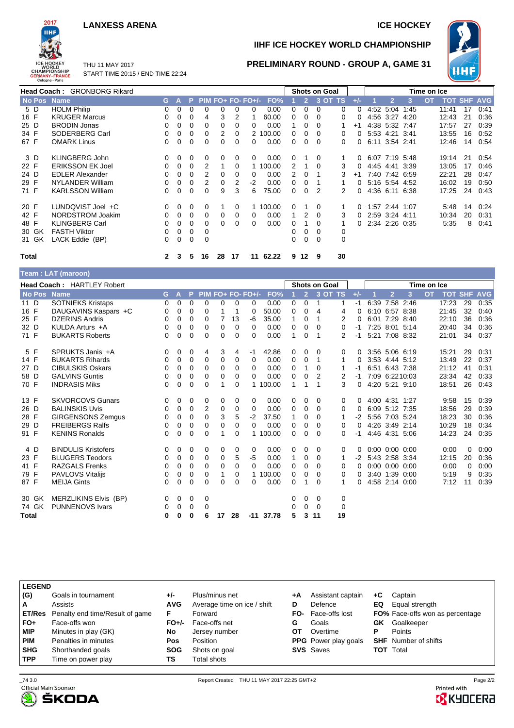LANXESS ARENA

ICE HOCKEY

# IIHF ICE HOCKEY WORLD CHAMPIONSHIP

THU 11 MAY 2017
START TIME 20:15 / END TIME 22:24

## PRELIMINARY ROUND - GROUP A, GAME 31

**Head Coach :** GRONBORG Rikard

| No | Pos | Name | G | A | P | PIM | FO+ | FO- | FO+/- | FO% | Shots on Goal 1 | 2 | 3 | OT | TS | +/- | Time on Ice 1 | 2 | 3 | OT | TOT | SHF | AVG |
|---|---|---|---|---|---|---|---|---|---|---|---|---|---|---|---|---|---|---|---|---|---|---|---|
| 5 | D | HOLM Philip | 0 | 0 | 0 | 0 | 0 | 0 | 0 | 0.00 | 0 | 0 | 0 | | 0 | 0 | 4:52 | 5:04 | 1:45 | | 11:41 | 17 | 0:41 |
| 16 | F | KRUGER Marcus | 0 | 0 | 0 | 4 | 3 | 2 | 1 | 60.00 | 0 | 0 | 0 | | 0 | 0 | 4:56 | 3:27 | 4:20 | | 12:43 | 21 | 0:36 |
| 25 | D | BRODIN Jonas | 0 | 0 | 0 | 0 | 0 | 0 | 0 | 0.00 | 1 | 0 | 0 | | 1 | +1 | 4:38 | 5:32 | 7:47 | | 17:57 | 27 | 0:39 |
| 34 | F | SODERBERG Carl | 0 | 0 | 0 | 0 | 2 | 0 | 2 | 100.00 | 0 | 0 | 0 | | 0 | 0 | 5:53 | 4:21 | 3:41 | | 13:55 | 16 | 0:52 |
| 67 | F | OMARK Linus | 0 | 0 | 0 | 0 | 0 | 0 | 0 | 0.00 | 0 | 0 | 0 | | 0 | 0 | 6:11 | 3:54 | 2:41 | | 12:46 | 14 | 0:54 |
| 3 | D | KLINGBERG John | 0 | 0 | 0 | 0 | 0 | 0 | 0 | 0.00 | 0 | 1 | 0 | | 1 | 0 | 6:07 | 7:19 | 5:48 | | 19:14 | 21 | 0:54 |
| 22 | F | ERIKSSON EK Joel | 0 | 0 | 0 | 2 | 1 | 0 | 1 | 100.00 | 2 | 1 | 0 | | 3 | 0 | 4:45 | 4:41 | 3:39 | | 13:05 | 17 | 0:46 |
| 24 | D | EDLER Alexander | 0 | 0 | 0 | 2 | 0 | 0 | 0 | 0.00 | 2 | 0 | 1 | | 3 | +1 | 7:40 | 7:42 | 6:59 | | 22:21 | 28 | 0:47 |
| 29 | F | NYLANDER William | 0 | 0 | 0 | 2 | 0 | 2 | -2 | 0.00 | 0 | 0 | 1 | | 1 | 0 | 5:16 | 5:54 | 4:52 | | 16:02 | 19 | 0:50 |
| 71 | F | KARLSSON William | 0 | 0 | 0 | 0 | 9 | 3 | 6 | 75.00 | 0 | 0 | 2 | | 2 | 0 | 4:36 | 6:11 | 6:38 | | 17:25 | 24 | 0:43 |
| 20 | F | LUNDQVIST Joel +C | 0 | 0 | 0 | 0 | 1 | 0 | 1 | 100.00 | 0 | 1 | 0 | | 1 | 0 | 1:57 | 2:44 | 1:07 | | 5:48 | 14 | 0:24 |
| 42 | F | NORDSTROM Joakim | 0 | 0 | 0 | 0 | 0 | 0 | 0 | 0.00 | 1 | 2 | 0 | | 3 | 0 | 2:59 | 3:24 | 4:11 | | 10:34 | 20 | 0:31 |
| 48 | F | KLINGBERG Carl | 0 | 0 | 0 | 0 | 0 | 0 | 0 | 0.00 | 0 | 1 | 0 | | 1 | 0 | 2:34 | 2:26 | 0:35 | | 5:35 | 8 | 0:41 |
| 30 | GK | FASTH Viktor | 0 | 0 | 0 | 0 | | | | | 0 | 0 | 0 | | 0 | | | | | | | | |
| 31 | GK | LACK Eddie (BP) | 0 | 0 | 0 | 0 | | | | | 0 | 0 | 0 | | 0 | | | | | | | | |
| **Total** | | | **2** | **3** | **5** | **16** | **28** | **17** | **11** | **62.22** | **9** | **12** | **9** | | **30** | | | | | | | | |

## Team : LAT (maroon)

**Head Coach :** HARTLEY Robert

| No | Pos | Name | G | A | P | PIM | FO+ | FO- | FO+/- | FO% | Shots on Goal 1 | 2 | 3 | OT | TS | +/- | Time on Ice 1 | 2 | 3 | OT | TOT | SHF | AVG |
|---|---|---|---|---|---|---|---|---|---|---|---|---|---|---|---|---|---|---|---|---|---|---|---|
| 11 | D | SOTNIEKS Kristaps | 0 | 0 | 0 | 0 | 0 | 0 | 0 | 0.00 | 0 | 0 | 1 | | 1 | -1 | 6:39 | 7:58 | 2:46 | | 17:23 | 29 | 0:35 |
| 16 | F | DAUGAVINS Kaspars +C | 0 | 0 | 0 | 0 | 1 | 1 | 0 | 50.00 | 0 | 0 | 4 | | 4 | 0 | 6:10 | 6:57 | 8:38 | | 21:45 | 32 | 0:40 |
| 25 | F | DZERINS Andris | 0 | 0 | 0 | 0 | 7 | 13 | -6 | 35.00 | 1 | 0 | 1 | | 2 | 0 | 6:01 | 7:29 | 8:40 | | 22:10 | 36 | 0:36 |
| 32 | D | KULDA Arturs +A | 0 | 0 | 0 | 0 | 0 | 0 | 0 | 0.00 | 0 | 0 | 0 | | 0 | -1 | 7:25 | 8:01 | 5:14 | | 20:40 | 34 | 0:36 |
| 71 | F | BUKARTS Roberts | 0 | 0 | 0 | 0 | 0 | 0 | 0 | 0.00 | 1 | 0 | 1 | | 2 | -1 | 5:21 | 7:08 | 8:32 | | 21:01 | 34 | 0:37 |
| 5 | F | SPRUKTS Janis +A | 0 | 0 | 0 | 4 | 3 | 4 | -1 | 42.86 | 0 | 0 | 0 | | 0 | 0 | 3:56 | 5:06 | 6:19 | | 15:21 | 29 | 0:31 |
| 14 | F | BUKARTS Rihards | 0 | 0 | 0 | 0 | 0 | 0 | 0 | 0.00 | 0 | 0 | 1 | | 1 | 0 | 3:53 | 4:44 | 5:12 | | 13:49 | 22 | 0:37 |
| 27 | D | CIBULSKIS Oskars | 0 | 0 | 0 | 0 | 0 | 0 | 0 | 0.00 | 0 | 1 | 0 | | 1 | -1 | 6:51 | 6:43 | 7:38 | | 21:12 | 41 | 0:31 |
| 58 | D | GALVINS Guntis | 0 | 0 | 0 | 0 | 0 | 0 | 0 | 0.00 | 0 | 0 | 2 | | 2 | -1 | 7:09 | 6:22 | 10:03 | | 23:34 | 42 | 0:33 |
| 70 | F | INDRASIS Miks | 0 | 0 | 0 | 0 | 1 | 0 | 1 | 100.00 | 1 | 1 | 1 | | 3 | 0 | 4:20 | 5:21 | 9:10 | | 18:51 | 26 | 0:43 |
| 13 | F | SKVORCOVS Gunars | 0 | 0 | 0 | 0 | 0 | 0 | 0 | 0.00 | 0 | 0 | 0 | | 0 | 0 | 4:00 | 4:31 | 1:27 | | 9:58 | 15 | 0:39 |
| 26 | D | BALINSKIS Uvis | 0 | 0 | 0 | 2 | 0 | 0 | 0 | 0.00 | 0 | 0 | 0 | | 0 | 0 | 6:09 | 5:12 | 7:35 | | 18:56 | 29 | 0:39 |
| 28 | F | GIRGENSONS Zemgus | 0 | 0 | 0 | 0 | 3 | 5 | -2 | 37.50 | 1 | 0 | 0 | | 1 | -2 | 5:56 | 7:03 | 5:24 | | 18:23 | 30 | 0:36 |
| 29 | D | FREIBERGS Ralfs | 0 | 0 | 0 | 0 | 0 | 0 | 0 | 0.00 | 0 | 0 | 0 | | 0 | 0 | 4:26 | 3:49 | 2:14 | | 10:29 | 18 | 0:34 |
| 91 | F | KENINS Ronalds | 0 | 0 | 0 | 0 | 1 | 0 | 1 | 100.00 | 0 | 0 | 0 | | 0 | -1 | 4:46 | 4:31 | 5:06 | | 14:23 | 24 | 0:35 |
| 4 | D | BINDULIS Kristofers | 0 | 0 | 0 | 0 | 0 | 0 | 0 | 0.00 | 0 | 0 | 0 | | 0 | 0 | 0:00 | 0:00 | 0:00 | | 0:00 | 0 | 0:00 |
| 23 | F | BLUGERS Teodors | 0 | 0 | 0 | 0 | 0 | 5 | -5 | 0.00 | 1 | 0 | 0 | | 1 | -2 | 5:43 | 2:58 | 3:34 | | 12:15 | 20 | 0:36 |
| 41 | F | RAZGALS Frenks | 0 | 0 | 0 | 0 | 0 | 0 | 0 | 0.00 | 0 | 0 | 0 | | 0 | 0 | 0:00 | 0:00 | 0:00 | | 0:00 | 0 | 0:00 |
| 79 | F | PAVLOVS Vitalijs | 0 | 0 | 0 | 0 | 1 | 0 | 1 | 100.00 | 0 | 0 | 0 | | 0 | 0 | 3:40 | 1:39 | 0:00 | | 5:19 | 9 | 0:35 |
| 87 | F | MEIJA Gints | 0 | 0 | 0 | 0 | 0 | 0 | 0 | 0.00 | 0 | 1 | 0 | | 1 | 0 | 4:58 | 2:14 | 0:00 | | 7:12 | 11 | 0:39 |
| 30 | GK | MERZLIKINS Elvis (BP) | 0 | 0 | 0 | 0 | | | | | 0 | 0 | 0 | | 0 | | | | | | | | |
| 74 | GK | PUNNENOVS Ivars | 0 | 0 | 0 | 0 | | | | | 0 | 0 | 0 | | 0 | | | | | | | | |
| **Total** | | | **0** | **0** | **0** | **6** | **17** | **28** | **-11** | **37.78** | **5** | **3** | **11** | | **19** | | | | | | | | |

### LEGEND

| | | | | | | | |
|---|---|---|---|---|---|---|---|
| (G) | Goals in tournament | +/- | Plus/minus net | +A | Assistant captain | +C | Captain |
| A | Assists | AVG | Average time on ice / shift | D | Defence | EQ | Equal strength |
| ET/Res | Penalty end time/Result of game | F | Forward | FO- | Face-offs lost | FO% | Face-offs won as percentage |
| FO+ | Face-offs won | FO+/- | Face-offs net | G | Goals | GK | Goalkeeper |
| MIP | Minutes in play (GK) | No | Jersey number | OT | Overtime | P | Points |
| PIM | Penalties in minutes | Pos | Position | PPG | Power play goals | SHF | Number of shifts |
| SHG | Shorthanded goals | SOG | Shots on goal | SVS | Saves | TOT | Total |
| TPP | Time on power play | TS | Total shots | | | | |

_74 3.0 Report Created THU 11 MAY 2017 22:25 GMT+2

Official Main Sponsor ŠKODA

Printed with KYOCERA